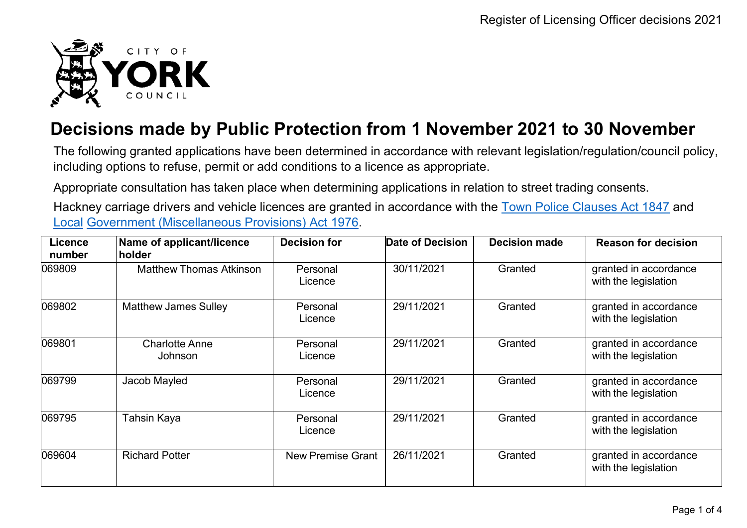# Decisions made by Public Protection from 1 November 2021 to 30 November

The following granted applications have been determined in accordance with relevant legislation/regulation/council policy, including options to refuse, permit or add conditions to a licence as appropriate.

Appropriate consultation has taken place when determining applications in relation to street trading consents.

Hackney carriage drivers and vehicle licences are granted in accordance with the [Town Police Clauses Act 1847](#) and [Local Government (Miscellaneous Provisions) Act 1976](#).

| Licence number | Name of applicant/licence holder | Decision for | Date of Decision | Decision made | Reason for decision |
|---|---|---|---|---|---|
| 069809 | Matthew Thomas Atkinson | Personal Licence | 30/11/2021 | Granted | granted in accordance with the legislation |
| 069802 | Matthew James Sulley | Personal Licence | 29/11/2021 | Granted | granted in accordance with the legislation |
| 069801 | Charlotte Anne Johnson | Personal Licence | 29/11/2021 | Granted | granted in accordance with the legislation |
| 069799 | Jacob Mayled | Personal Licence | 29/11/2021 | Granted | granted in accordance with the legislation |
| 069795 | Tahsin Kaya | Personal Licence | 29/11/2021 | Granted | granted in accordance with the legislation |
| 069604 | Richard Potter | New Premise Grant | 26/11/2021 | Granted | granted in accordance with the legislation |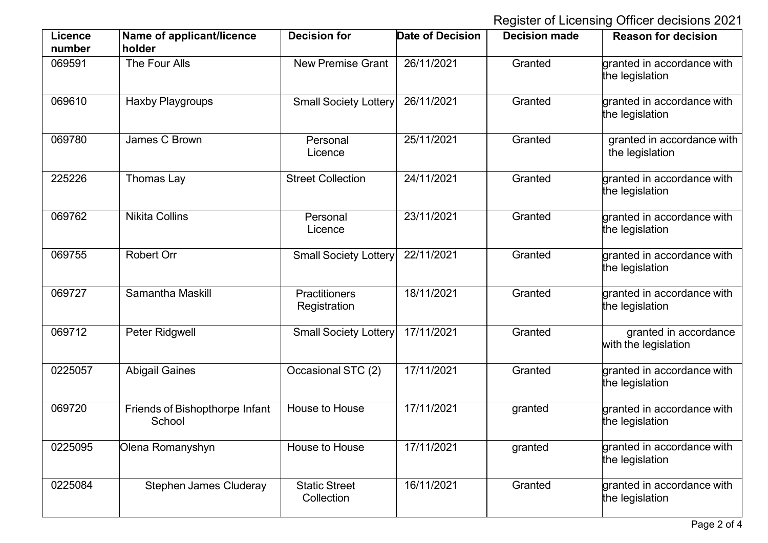Register of Licensing Officer decisions 2021

| Licence number | Name of applicant/licence holder | Decision for | Date of Decision | Decision made | Reason for decision |
|---|---|---|---|---|---|
| 069591 | The Four Alls | New Premise Grant | 26/11/2021 | Granted | granted in accordance with the legislation |
| 069610 | Haxby Playgroups | Small Society Lottery | 26/11/2021 | Granted | granted in accordance with the legislation |
| 069780 | James C Brown | Personal Licence | 25/11/2021 | Granted | granted in accordance with the legislation |
| 225226 | Thomas Lay | Street Collection | 24/11/2021 | Granted | granted in accordance with the legislation |
| 069762 | Nikita Collins | Personal Licence | 23/11/2021 | Granted | granted in accordance with the legislation |
| 069755 | Robert Orr | Small Society Lottery | 22/11/2021 | Granted | granted in accordance with the legislation |
| 069727 | Samantha Maskill | Practitioners Registration | 18/11/2021 | Granted | granted in accordance with the legislation |
| 069712 | Peter Ridgwell | Small Society Lottery | 17/11/2021 | Granted | granted in accordance with the legislation |
| 0225057 | Abigail Gaines | Occasional STC (2) | 17/11/2021 | Granted | granted in accordance with the legislation |
| 069720 | Friends of Bishopthorpe Infant School | House to House | 17/11/2021 | granted | granted in accordance with the legislation |
| 0225095 | Olena Romanyshyn | House to House | 17/11/2021 | granted | granted in accordance with the legislation |
| 0225084 | Stephen James Cluderay | Static Street Collection | 16/11/2021 | Granted | granted in accordance with the legislation |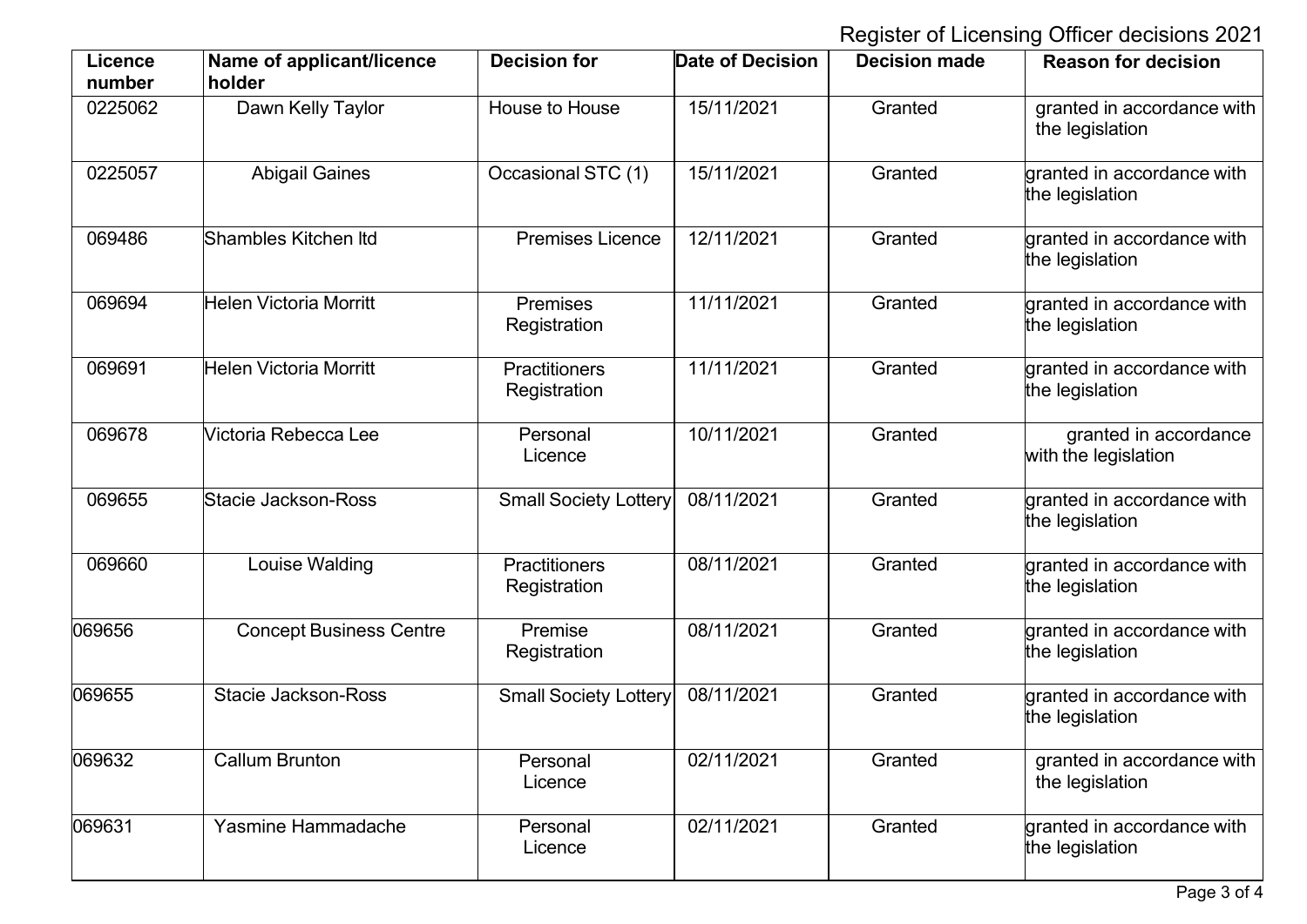Register of Licensing Officer decisions 2021

| Licence number | Name of applicant/licence holder | Decision for | Date of Decision | Decision made | Reason for decision |
|---|---|---|---|---|---|
| 0225062 | Dawn Kelly Taylor | House to House | 15/11/2021 | Granted | granted in accordance with the legislation |
| 0225057 | Abigail Gaines | Occasional STC (1) | 15/11/2021 | Granted | granted in accordance with the legislation |
| 069486 | Shambles Kitchen ltd | Premises Licence | 12/11/2021 | Granted | granted in accordance with the legislation |
| 069694 | Helen Victoria Morritt | Premises Registration | 11/11/2021 | Granted | granted in accordance with the legislation |
| 069691 | Helen Victoria Morritt | Practitioners Registration | 11/11/2021 | Granted | granted in accordance with the legislation |
| 069678 | Victoria Rebecca Lee | Personal Licence | 10/11/2021 | Granted | granted in accordance with the legislation |
| 069655 | Stacie Jackson-Ross | Small Society Lottery | 08/11/2021 | Granted | granted in accordance with the legislation |
| 069660 | Louise Walding | Practitioners Registration | 08/11/2021 | Granted | granted in accordance with the legislation |
| 069656 | Concept Business Centre | Premise Registration | 08/11/2021 | Granted | granted in accordance with the legislation |
| 069655 | Stacie Jackson-Ross | Small Society Lottery | 08/11/2021 | Granted | granted in accordance with the legislation |
| 069632 | Callum Brunton | Personal Licence | 02/11/2021 | Granted | granted in accordance with the legislation |
| 069631 | Yasmine Hammadache | Personal Licence | 02/11/2021 | Granted | granted in accordance with the legislation |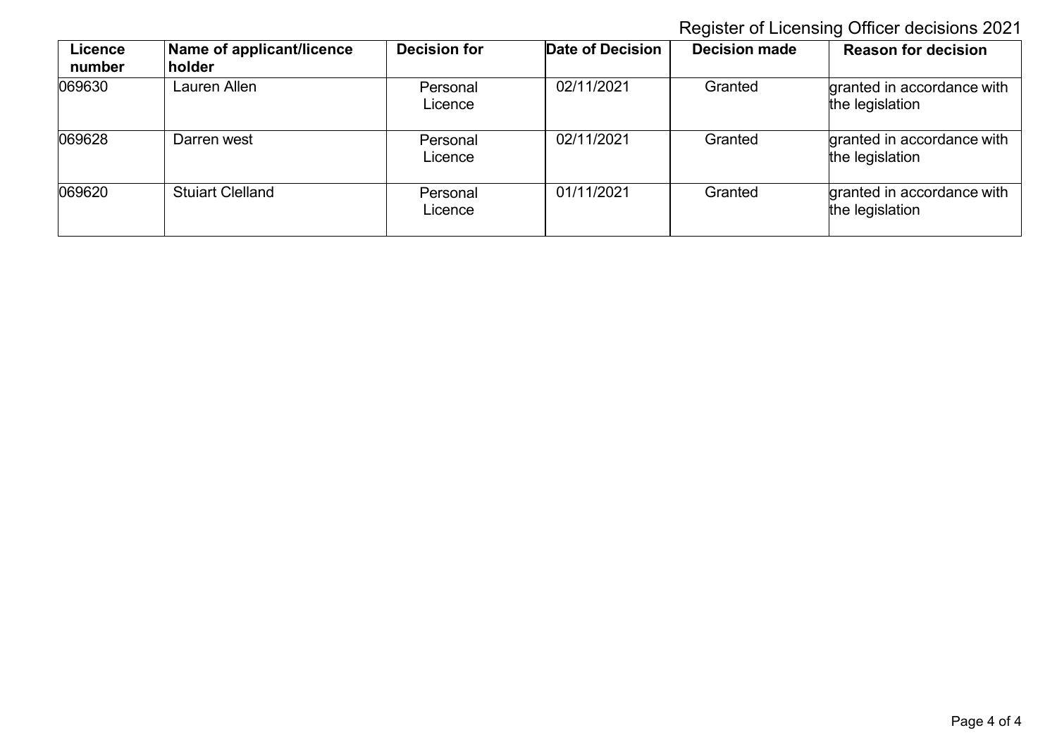Register of Licensing Officer decisions 2021

| Licence number | Name of applicant/licence holder | Decision for | Date of Decision | Decision made | Reason for decision |
|---|---|---|---|---|---|
| 069630 | Lauren Allen | Personal Licence | 02/11/2021 | Granted | granted in accordance with the legislation |
| 069628 | Darren west | Personal Licence | 02/11/2021 | Granted | granted in accordance with the legislation |
| 069620 | Stuiart Clelland | Personal Licence | 01/11/2021 | Granted | granted in accordance with the legislation |